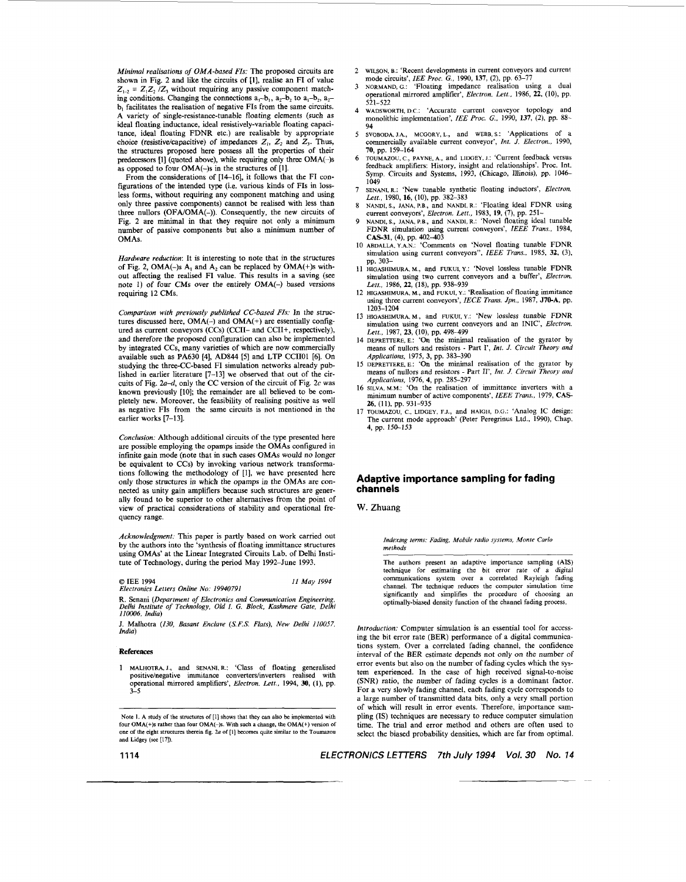*Minimal realisations of OMA-based FIs:* The proposed circuits are shown in Fig. 2 and like the circuits of [1], realise an FI of value $Z_{1-2} = Z_1Z_2/Z_3$ without requiring any passive component matching conditions. Changing the connections $a_1$–$b_1$, $a_2$–$b_2$ to $a_1$–$b_2$, $a_2$–$b_1$ facilitates the realisation of negative FIs from the same circuits. A variety of single-resistance-tunable floating elements (such as ideal floating inductance, ideal resistively-variable floating capacitance, ideal floating FDNR etc.) are realisable by appropriate choice (resistive/capacitive) of impedances $Z_1$, $Z_2$ and $Z_3$. Thus, the structures proposed here possess all the properties of their predecessors [1] (quoted above), while requiring only three OMA(–)s as opposed to four OMA(–)s in the structures of [1].

From the considerations of [14–16], it follows that the FI configurations of the intended type (i.e. various kinds of FIs in lossless forms, without requiring any component matching and using only three passive components) cannot be realised with less than three nullors (OFA/OMA(–)). Consequently, the new circuits of Fig. 2 are minimal in that they require not only a minimum number of passive components but also a minimum number of OMAs.

*Hardware reduction:* It is interesting to note that in the structures of Fig. 2, OMA(–)s $A_1$ and $A_2$ can be replaced by OMA(+)s without affecting the realised FI value. This results in a saving (see note 1) of four CMs over the entirely OMA(–) based versions requiring 12 CMs.

*Comparison with previously published CC-based FIs:* In the structures discussed here, OMA(–) and OMA(+) are essentially configured as current conveyors (CCs) (CCII– and CCII+, respectively), and therefore the proposed configuration can also be implemented by integrated CCs, many varieties of which are now commercially available such as PA630 [4], AD844 [5] and LTP CCII01 [6]. On studying the three-CC-based FI simulation networks already published in earlier literature [7–13] we observed that out of the circuits of Fig. 2*a*–*d*, only the CC version of the circuit of Fig. 2*c* was known previously [10]; the remainder are all believed to be completely new. Moreover, the feasibility of realising positive as well as negative FIs from the same circuits is not mentioned in the earlier works [7–13].

*Conclusion:* Although additional circuits of the type presented here are possible employing the opamps inside the OMAs configured in infinite gain mode (note that in such cases OMAs would no longer be equivalent to CCs) by invoking various network transformations following the methodology of [1], we have presented here only those structures in which the opamps in the OMAs are connected as unity gain amplifiers because such structures are generally found to be superior to other alternatives from the point of view of practical considerations of stability and operational frequency range.

*Acknowledgment:* This paper is partly based on work carried out by the authors into the 'synthesis of floating immittance structures using OMAs' at the Linear Integrated Circuits Lab. of Delhi Institute of Technology, during the period May 1992–June 1993.

© IEE 1994 — 11 May 1994

*Electronics Letters Online No: 19940791*

R. Senani (*Department of Electronics and Communication Engineering, Delhi Institute of Technology, Old I. G. Block, Kashmere Gate, Delhi 110006, India*)

J. Malhotra (*130, Basant Enclave (S.F.S. Flats), New Delhi 110057, India*)

## References

1. MALHOTRA, J., and SENANI, R.: 'Class of floating generalised positive/negative immitance converters/inverters realised with operational mirrored amplifiers', *Electron. Lett.*, 1994, **30**, (1), pp. 3–5
2. WILSON, B.: 'Recent developments in current conveyors and current mode circuits', *IEE Proc. G.*, 1990, **137**, (2), pp. 63–77
3. NORMAND, G.: 'Floating impedance realisation using a dual operational mirrored amplifier', *Electron. Lett.*, 1986, **22**, (10), pp. 521–522
4. WADSWORTH, D.C.: 'Accurate current conveyor topology and monolithic implementation', *IEE Proc. G.*, 1990, **137**, (2), pp. 88–94
5. SVOBODA, J.A., MCGORY, L., and WEBB, S.: 'Applications of a commercially available current conveyor', *Int. J. Electron.*, 1990, **70**, pp. 159–164
6. TOUMAZOU, C., PAYNE, A., and LIDGEY, J.: 'Current feedback versus feedback amplifiers: History, insight and relationships'. Proc. Int. Symp. Circuits and Systems, 1993, (Chicago, Illinois), pp. 1046–1049
7. SENANI, R.: 'New tunable synthetic floating inductors', *Electron. Lett.*, 1980, **16**, (10), pp. 382–383
8. NANDI, S., JANA, P.B., and NANDI, R.: 'Floating ideal FDNR using current conveyors', *Electron. Lett.*, 1983, **19**, (7), pp. 251–
9. NANDI, S., JANA, P.B., and NANDI, R.: 'Novel floating ideal tunable FDNR simulation using current conveyors', *IEEE Trans.*, 1984, **CAS-31**, (4), pp. 402–403
10. ABDALLA, Y.A.N.: 'Comments on "Novel floating tunable FDNR simulation using current conveyors"', *IEEE Trans.*, 1985, **32**, (3), pp. 303–
11. HIGASHIMURA, M., and FUKUI, Y.: 'Novel lossless tunable FDNR simulation using two current conveyors and a buffer', *Electron. Lett.*, 1986, **22**, (18), pp. 938–939
12. HIGASHIMURA, M., and FUKUI, Y.: 'Realisation of floating immitance using three current conveyors', *IECE Trans. Jpn.*, 1987, **J70-A**, pp. 1203–1204
13. HIGASHIMURA, M., and FUKUI, Y.: 'New lossless tunable FDNR simulation using two current conveyors and an INIC', *Electron. Lett.*, 1987, **23**, (10), pp. 498–499
14. DEPRETTERE, E.: 'On the minimal realisation of the gyrator by means of nullors and resistors - Part I', *Int. J. Circuit Theory and Applications*, 1975, **3**, pp. 383–390
15. DEPRETTERE, E.: 'On the minimal realisation of the gyrator by means of nullors and resistors - Part II', *Int. J. Circuit Theory and Applications*, 1976, **4**, pp. 285–297
16. SILVA, M.M.: 'On the realisation of immittance inverters with a minimum number of active components', *IEEE Trans.*, 1979, **CAS-26**, (11), pp. 931–935
17. TOUMAZOU, C., LIDGEY, F.J., and HAIGH, D.G.: 'Analog IC design: The current mode approach' (Peter Peregrinus Ltd., 1990), Chap. 4, pp. 150–153

Note 1. A study of the structures of [1] shows that they can also be implemented with four OMA(+)s rather than four OMA(–)s. With such a change, the OMA(+) version of one of the eight structures therein fig. 2*a* of [1] becomes quite similar to the Toumazou and Lidgey (see [17]).

# Adaptive importance sampling for fading channels

W. Zhuang

*Indexing terms: Fading, Mobile radio systems, Monte Carlo methods*

The authors present an adaptive importance sampling (AIS) technique for estimating the bit error rate of a digital communications system over a correlated Rayleigh fading channel. The technique reduces the computer simulation time significantly and simplifies the procedure of choosing an optimally-biased density function of the channel fading process.

*Introduction:* Computer simulation is an essential tool for accessing the bit error rate (BER) performance of a digital communications system. Over a correlated fading channel, the confidence interval of the BER estimate depends not only on the number of error events but also on the number of fading cycles which the system experienced. In the case of high received signal-to-noise (SNR) ratio, the number of fading cycles is a dominant factor. For a very slowly fading channel, each fading cycle corresponds to a large number of transmitted data bits, only a very small portion of which will result in error events. Therefore, importance sampling (IS) techniques are necessary to reduce computer simulation time. The trial and error method and others are often used to select the biased probability densities, which are far from optimal.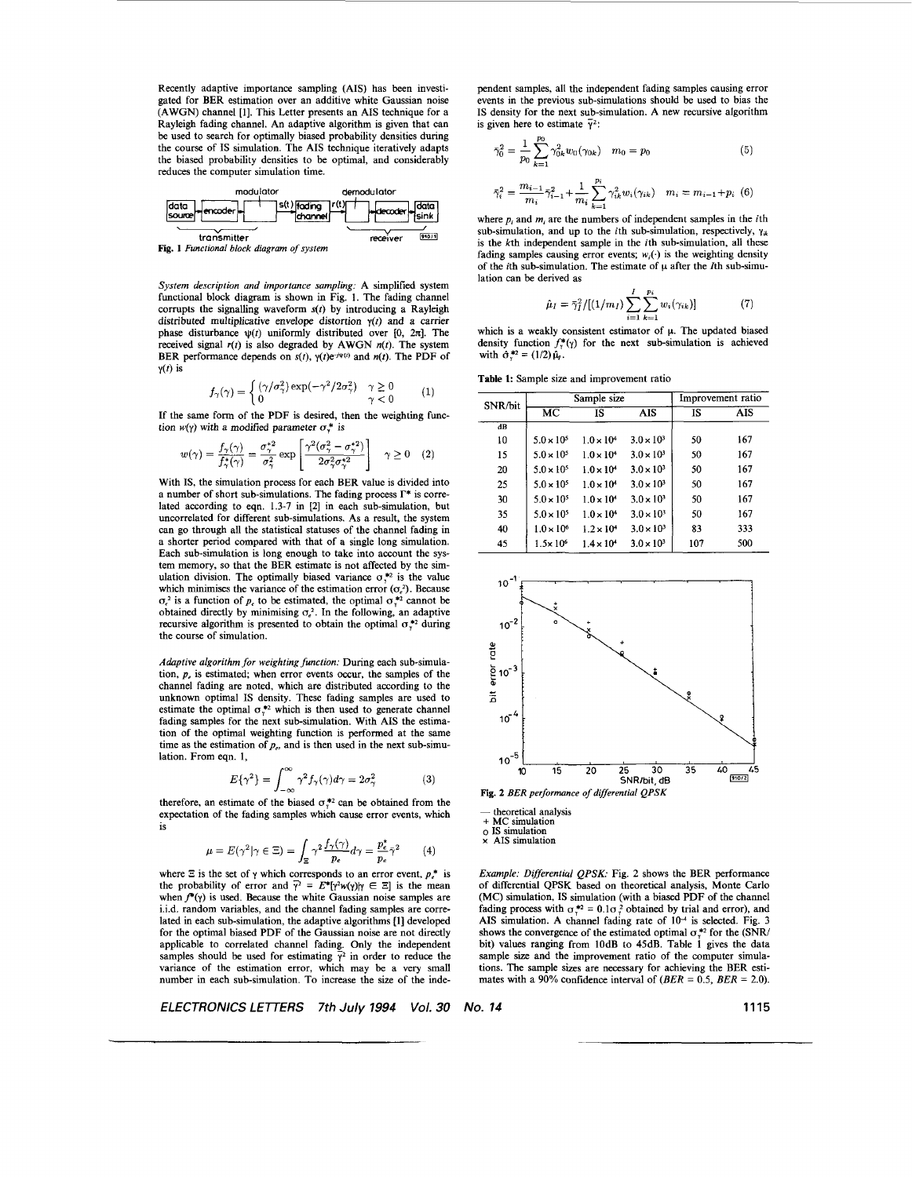Recently adaptive importance sampling (AIS) has been investigated for BER estimation over an additive white Gaussian noise (AWGN) channel [1]. This Letter presents an AIS technique for a Rayleigh fading channel. An adaptive algorithm is given that can be used to search for optimally biased probability densities during the course of IS simulation. The AIS technique iteratively adapts the biased probability densities to be optimal, and considerably reduces the computer simulation time.

Fig. 1 *Functional block diagram of system*

*System description and importance sampling:* A simplified system functional block diagram is shown in Fig. 1. The fading channel corrupts the signalling waveform $s(t)$ by introducing a Rayleigh distributed multiplicative envelope distortion $\gamma(t)$ and a carrier phase disturbance $\psi(t)$ uniformly distributed over $[0, 2\pi]$. The received signal $r(t)$ is also degraded by AWGN $n(t)$. The system BER performance depends on $s(t)$, $\gamma(t)e^{-j\psi(t)}$ and $n(t)$. The PDF of $\gamma(t)$ is

$$f_\gamma(\gamma) = \begin{cases} (\gamma/\sigma_\gamma^2)\exp(-\gamma^2/2\sigma_\gamma^2) & \gamma \geq 0 \\ 0 & \gamma < 0 \end{cases} \quad (1)$$

If the same form of the PDF is desired, then the weighting function $w(\gamma)$ with a modified parameter $\sigma_\gamma^*$ is

$$w(\gamma) = \frac{f_\gamma(\gamma)}{f_\gamma^*(\gamma)} = \frac{\sigma_\gamma^{*2}}{\sigma_\gamma^2}\exp\left[\frac{\gamma^2(\sigma_\gamma^2 - \sigma_\gamma^{*2})}{2\sigma_\gamma^2\sigma_\gamma^{*2}}\right] \quad \gamma \geq 0 \quad (2)$$

With IS, the simulation process for each BER value is divided into a number of short sub-simulations. The fading process $\Gamma^*$ is correlated according to eqn. 1.3-7 in [2] in each sub-simulation, but uncorrelated for different sub-simulations. As a result, the system can go through all the statistical statuses of the channel fading in a shorter period compared with that of a single long simulation. Each sub-simulation is long enough to take into account the system memory, so that the BER estimate is not affected by the simulation division. The optimally biased variance $\sigma_\gamma^{*2}$ is the value which minimises the variance of the estimation error ($\sigma_e^2$). Because $\sigma_e^2$ is a function of $p_e$ to be estimated, the optimal $\sigma_\gamma^{*2}$ cannot be obtained directly by minimising $\sigma_e^2$. In the following, an adaptive recursive algorithm is presented to obtain the optimal $\sigma_\gamma^{*2}$ during the course of simulation.

*Adaptive algorithm for weighting function:* During each sub-simulation, $p_e$ is estimated; when error events occur, the samples of the channel fading are noted, which are distributed according to the unknown optimal IS density. These fading samples are used to estimate the optimal $\sigma_\gamma^{*2}$ which is then used to generate channel fading samples for the next sub-simulation. With AIS the estimation of the optimal weighting function is performed at the same time as the estimation of $p_e$, and is then used in the next sub-simulation. From eqn. 1,

$$E\{\gamma^2\} = \int_{-\infty}^{\infty} \gamma^2 f_\gamma(\gamma) d\gamma = 2\sigma_\gamma^2 \quad (3)$$

therefore, an estimate of the biased $\sigma_\gamma^{*2}$ can be obtained from the expectation of the fading samples which cause error events, which is

$$\mu = E(\gamma^2 | \gamma \in \Xi) = \int_\Xi \gamma^2 \frac{f_\gamma(\gamma)}{p_e} d\gamma = \frac{p_e^*}{p_e}\bar{\gamma}^2 \quad (4)$$

where $\Xi$ is the set of $\gamma$ which corresponds to an error event, $p_e^*$ is the probability of error and $\bar{\gamma}^2 = E^*[\gamma^2 w(\gamma)|\gamma \in \Xi]$ is the mean when $f^*(\gamma)$ is used. Because the white Gaussian noise samples are i.i.d. random variables, and the channel fading samples are correlated in each sub-simulation, the adaptive algorithms [1] developed for the optimal biased PDF of the Gaussian noise are not directly applicable to correlated channel fading. Only the independent samples should be used for estimating $\bar{\gamma}^2$ in order to reduce the variance of the estimation error, which may be a very small number in each sub-simulation. To increase the size of the independent samples, all the independent fading samples causing error events in the previous sub-simulations should be used to bias the IS density for the next sub-simulation. A new recursive algorithm is given here to estimate $\bar{\gamma}^2$:

$$\bar{\gamma}_0^2 = \frac{1}{p_0}\sum_{k=1}^{p_0}\gamma_{0k}^2 w_0(\gamma_{0k}) \quad m_0 = p_0 \quad (5)$$

$$\bar{\gamma}_i^2 = \frac{m_{i-1}}{m_i}\bar{\gamma}_{i-1}^2 + \frac{1}{m_i}\sum_{k=1}^{p_i}\gamma_{ik}^2 w_i(\gamma_{ik}) \quad m_i = m_{i-1} + p_i \quad (6)$$

where $p_i$ and $m_i$ are the numbers of independent samples in the $i$th sub-simulation, and up to the $i$th sub-simulation, respectively, $\gamma_{ik}$ is the $k$th independent sample in the $i$th sub-simulation, all these fading samples causing error events; $w_i(\cdot)$ is the weighting density of the $i$th sub-simulation. The estimate of $\mu$ after the $I$th sub-simulation can be derived as

$$\hat{\mu}_I = \bar{\gamma}_I^2 / [(1/m_I)\sum_{i=1}^{I}\sum_{k=1}^{p_i} w_i(\gamma_{ik})] \quad (7)$$

which is a weakly consistent estimator of $\mu$. The updated biased density function $f_\gamma^*(\gamma)$ for the next sub-simulation is achieved with $\hat{\sigma}_\gamma^{*2} = (1/2)\hat{\mu}_I$.

**Table 1:** Sample size and improvement ratio

| SNR/bit | Sample size | | | Improvement ratio | |
|---|---|---|---|---|---|
| | MC | IS | AIS | IS | AIS |
| dB | | | | | |
| 10 | $5.0\times10^5$ | $1.0\times10^4$ | $3.0\times10^3$ | 50 | 167 |
| 15 | $5.0\times10^5$ | $1.0\times10^4$ | $3.0\times10^3$ | 50 | 167 |
| 20 | $5.0\times10^5$ | $1.0\times10^4$ | $3.0\times10^3$ | 50 | 167 |
| 25 | $5.0\times10^5$ | $1.0\times10^4$ | $3.0\times10^3$ | 50 | 167 |
| 30 | $5.0\times10^5$ | $1.0\times10^4$ | $3.0\times10^3$ | 50 | 167 |
| 35 | $5.0\times10^5$ | $1.0\times10^4$ | $3.0\times10^3$ | 50 | 167 |
| 40 | $1.0\times10^6$ | $1.2\times10^4$ | $3.0\times10^3$ | 83 | 333 |
| 45 | $1.5\times10^6$ | $1.4\times10^4$ | $3.0\times10^3$ | 107 | 500 |

Fig. 2 *BER performance of differential QPSK*

— theoretical analysis
+ MC simulation
o IS simulation
× AIS simulation

*Example: Differential QPSK:* Fig. 2 shows the BER performance of differential QPSK based on theoretical analysis, Monte Carlo (MC) simulation, IS simulation (with a biased PDF of the channel fading process with $\sigma_\gamma^{*2} = 0.1\sigma_\gamma^2$ obtained by trial and error), and AIS simulation. A channel fading rate of $10^{-4}$ is selected. Fig. 3 shows the convergence of the estimated optimal $\sigma_\gamma^{*2}$ for the (SNR/bit) values ranging from 10dB to 45dB. Table 1 gives the data sample size and the improvement ratio of the computer simulations. The sample sizes are necessary for achieving the BER estimates with a 90% confidence interval of ($BER = 0.5$, $BER = 2.0$).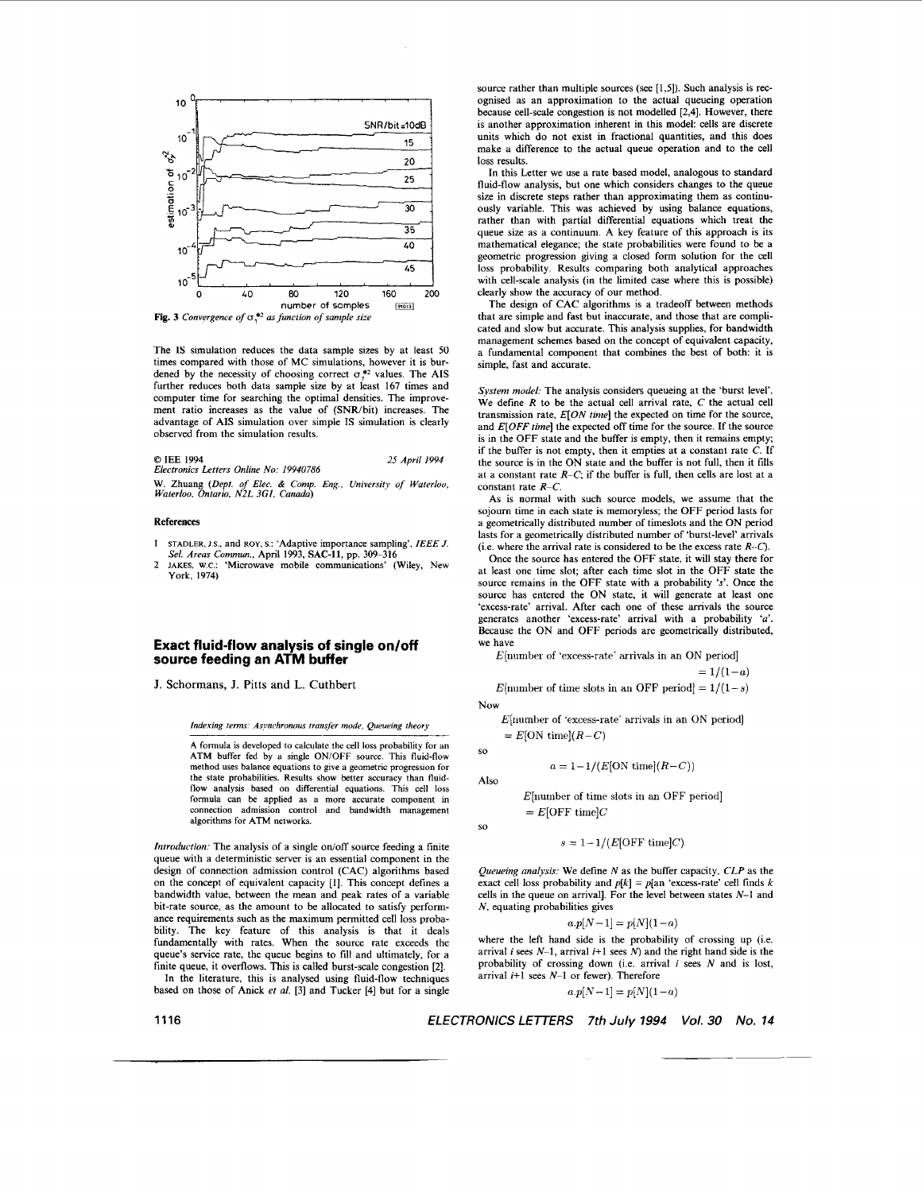10^0

SNR/bit = 10dB

15

20

25

30

35

40

45

estimation of $\sigma_f^{*2}$

10^-1

10^-2

10^-3

10^-4

10^-5

0 40 80 120 160 200

number of samples

Fig. 3 *Convergence of $\sigma_f^{*2}$ as function of sample size*

The IS simulation reduces the data sample sizes by at least 50 times compared with those of MC simulations, however it is burdened by the necessity of choosing correct $\sigma_f^{*2}$ values. The AIS further reduces both data sample size by at least 167 times and computer time for searching the optimal densities. The improvement ratio increases as the value of (SNR/bit) increases. The advantage of AIS simulation over simple IS simulation is clearly observed from the simulation results.

© IEE 1994 25 April 1994

*Electronics Letters Online No: 19940786*

W. Zhuang (*Dept. of Elec. & Comp. Eng., University of Waterloo, Waterloo, Ontario, N2L 3G1, Canada*)

### References

1 STADLER, J.S., and ROY, S.: 'Adaptive importance sampling', *IEEE J. Sel. Areas Commun.*, April 1993, SAC-11, pp. 309–316

2 JAKES, W.C.: 'Microwave mobile communications' (Wiley, New York, 1974)

## Exact fluid-flow analysis of single on/off source feeding an ATM buffer

J. Schormans, J. Pitts and L. Cuthbert

*Indexing terms: Asynchronous transfer mode, Queueing theory*

A formula is developed to calculate the cell loss probability for an ATM buffer fed by a single ON/OFF source. This fluid-flow method uses balance equations to give a geometric progression for the state probabilities. Results show better accuracy than fluid-flow analysis based on differential equations. This cell loss formula can be applied as a more accurate component in connection admission control and bandwidth management algorithms for ATM networks.

*Introduction:* The analysis of a single on/off source feeding a finite queue with a deterministic server is an essential component in the design of connection admission control (CAC) algorithms based on the concept of equivalent capacity [1]. This concept defines a bandwidth value, between the mean and peak rates of a variable bit-rate source, as the amount to be allocated to satisfy performance requirements such as the maximum permitted cell loss probability. The key feature of this analysis is that it deals fundamentally with rates. When the source rate exceeds the queue's service rate, the queue begins to fill and ultimately, for a finite queue, it overflows. This is called burst-scale congestion [2].

In the literature, this is analysed using fluid-flow techniques based on those of Anick *et al.* [3] and Tucker [4] but for a single source rather than multiple sources (see [1,5]). Such analysis is recognised as an approximation to the actual queueing operation because cell-scale congestion is not modelled [2,4]. However, there is another approximation inherent in this model: cells are discrete units which do not exist in fractional quantities, and this does make a difference to the actual queue operation and to the cell loss results.

In this Letter we use a rate based model, analogous to standard fluid-flow analysis, but one which considers changes to the queue size in discrete steps rather than approximating them as continuously variable. This was achieved by using balance equations, rather than with partial differential equations which treat the queue size as a continuum. A key feature of this approach is its mathematical elegance; the state probabilities were found to be a geometric progression giving a closed form solution for the cell loss probability. Results comparing both analytical approaches with cell-scale analysis (in the limited case where this is possible) clearly show the accuracy of our method.

The design of CAC algorithms is a tradeoff between methods that are simple and fast but inaccurate, and those that are complicated and slow but accurate. This analysis supplies, for bandwidth management schemes based on the concept of equivalent capacity, a fundamental component that combines the best of both: it is simple, fast and accurate.

*System model:* The analysis considers queueing at the 'burst level'. We define $R$ to be the actual cell arrival rate, $C$ the actual cell transmission rate, $E[ON\ time]$ the expected on time for the source, and $E[OFF\ time]$ the expected off time for the source. If the source is in the OFF state and the buffer is empty, then it remains empty; if the buffer is not empty, then it empties at a constant rate $C$. If the source is in the ON state and the buffer is not full, then it fills at a constant rate $R$–$C$; if the buffer is full, then cells are lost at a constant rate $R$–$C$.

As is normal with such source models, we assume that the sojourn time in each state is memoryless; the OFF period lasts for a geometrically distributed number of timeslots and the ON period lasts for a geometrically distributed number of 'burst-level' arrivals (i.e. where the arrival rate is considered to be the excess rate $R$–$C$).

Once the source has entered the OFF state, it will stay there for at least one time slot; after each time slot in the OFF state the source remains in the OFF state with a probability '$s$'. Once the source has entered the ON state, it will generate at least one 'excess-rate' arrival. After each one of these arrivals the source generates another 'excess-rate' arrival with a probability '$a$'. Because the ON and OFF periods are geometrically distributed, we have

$$E[\text{number of 'excess-rate' arrivals in an ON period}] = 1/(1-a)$$

$$E[\text{number of time slots in an OFF period}] = 1/(1-s)$$

Now

$$E[\text{number of 'excess-rate' arrivals in an ON period}] = E[\text{ON time}](R-C)$$

so

$$a = 1 - 1/(E[\text{ON time}](R-C))$$

Also

$$E[\text{number of time slots in an OFF period}] = E[\text{OFF time}]C$$

so

$$s = 1 - 1/(E[\text{OFF time}]C)$$

*Queueing analysis:* We define $N$ as the buffer capacity, $CLP$ as the exact cell loss probability and $p[k] = p$[an 'excess-rate' cell finds $k$ cells in the queue on arrival]. For the level between states $N$–1 and $N$, equating probabilities gives

$$a.p[N-1] = p[N](1-a)$$

where the left hand side is the probability of crossing up (i.e. arrival $i$ sees $N$–1, arrival $i$+1 sees $N$) and the right hand side is the probability of crossing down (i.e. arrival $i$ sees $N$ and is lost, arrival $i$+1 sees $N$–1 or fewer). Therefore

$$a.p[N-1] = p[N](1-a)$$